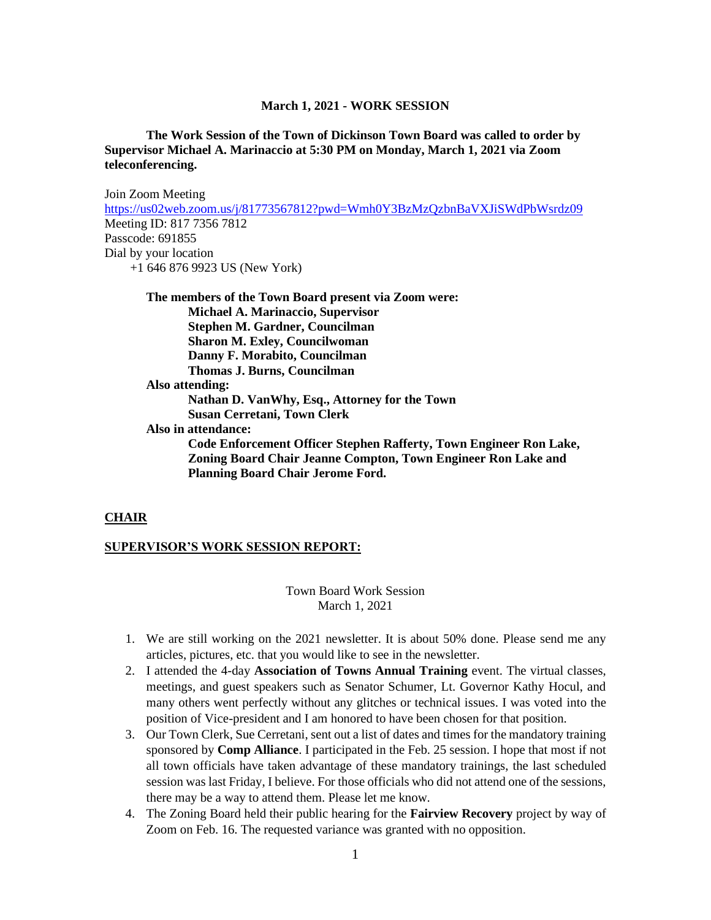**March 1, 2021 - WORK SESSION**

**The Work Session of the Town of Dickinson Town Board was called to order by Supervisor Michael A. Marinaccio at 5:30 PM on Monday, March 1, 2021 via Zoom teleconferencing.**

Join Zoom Meeting
https://us02web.zoom.us/j/81773567812?pwd=Wmh0Y3BzMzQzbnBaVXJiSWdPbWsrdz09
Meeting ID: 817 7356 7812
Passcode: 691855
Dial by your location
+1 646 876 9923 US (New York)

**The members of the Town Board present via Zoom were:**
**Michael A. Marinaccio, Supervisor**
**Stephen M. Gardner, Councilman**
**Sharon M. Exley, Councilwoman**
**Danny F. Morabito, Councilman**
**Thomas J. Burns, Councilman**
**Also attending:**
**Nathan D. VanWhy, Esq., Attorney for the Town**
**Susan Cerretani, Town Clerk**
**Also in attendance:**
**Code Enforcement Officer Stephen Rafferty, Town Engineer Ron Lake, Zoning Board Chair Jeanne Compton, Town Engineer Ron Lake and Planning Board Chair Jerome Ford.**

**CHAIR**

**SUPERVISOR'S WORK SESSION REPORT:**

Town Board Work Session
March 1, 2021

1. We are still working on the 2021 newsletter. It is about 50% done. Please send me any articles, pictures, etc. that you would like to see in the newsletter.
2. I attended the 4-day **Association of Towns Annual Training** event. The virtual classes, meetings, and guest speakers such as Senator Schumer, Lt. Governor Kathy Hocul, and many others went perfectly without any glitches or technical issues. I was voted into the position of Vice-president and I am honored to have been chosen for that position.
3. Our Town Clerk, Sue Cerretani, sent out a list of dates and times for the mandatory training sponsored by **Comp Alliance**. I participated in the Feb. 25 session. I hope that most if not all town officials have taken advantage of these mandatory trainings, the last scheduled session was last Friday, I believe. For those officials who did not attend one of the sessions, there may be a way to attend them. Please let me know.
4. The Zoning Board held their public hearing for the **Fairview Recovery** project by way of Zoom on Feb. 16. The requested variance was granted with no opposition.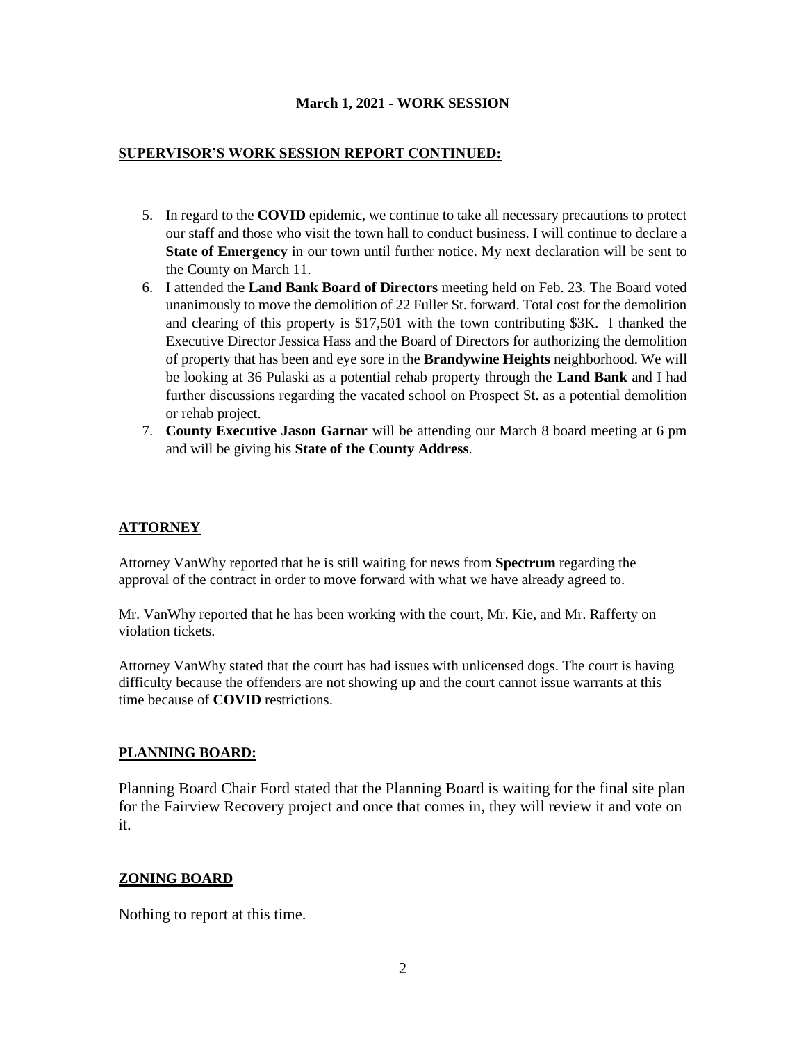**March 1, 2021 - WORK SESSION**

**SUPERVISOR'S WORK SESSION REPORT CONTINUED:**

5. In regard to the **COVID** epidemic, we continue to take all necessary precautions to protect our staff and those who visit the town hall to conduct business. I will continue to declare a **State of Emergency** in our town until further notice. My next declaration will be sent to the County on March 11.
6. I attended the **Land Bank Board of Directors** meeting held on Feb. 23. The Board voted unanimously to move the demolition of 22 Fuller St. forward. Total cost for the demolition and clearing of this property is $17,501 with the town contributing $3K. I thanked the Executive Director Jessica Hass and the Board of Directors for authorizing the demolition of property that has been and eye sore in the **Brandywine Heights** neighborhood. We will be looking at 36 Pulaski as a potential rehab property through the **Land Bank** and I had further discussions regarding the vacated school on Prospect St. as a potential demolition or rehab project.
7. **County Executive Jason Garnar** will be attending our March 8 board meeting at 6 pm and will be giving his **State of the County Address**.

**ATTORNEY**

Attorney VanWhy reported that he is still waiting for news from **Spectrum** regarding the approval of the contract in order to move forward with what we have already agreed to.

Mr. VanWhy reported that he has been working with the court, Mr. Kie, and Mr. Rafferty on violation tickets.

Attorney VanWhy stated that the court has had issues with unlicensed dogs. The court is having difficulty because the offenders are not showing up and the court cannot issue warrants at this time because of **COVID** restrictions.

**PLANNING BOARD:**

Planning Board Chair Ford stated that the Planning Board is waiting for the final site plan for the Fairview Recovery project and once that comes in, they will review it and vote on it.

**ZONING BOARD**

Nothing to report at this time.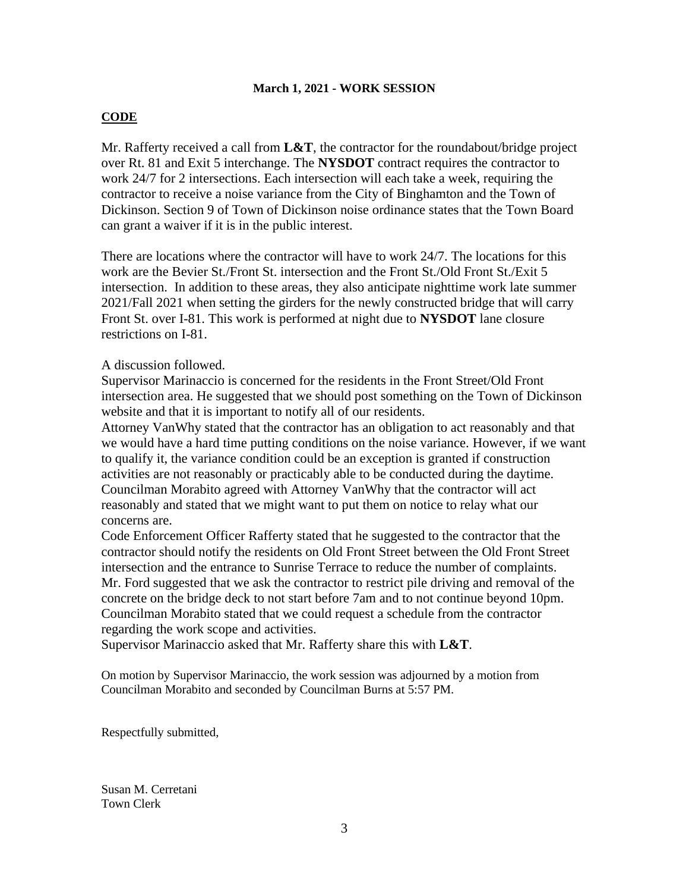**March 1, 2021 - WORK SESSION**

**CODE**

Mr. Rafferty received a call from **L&T**, the contractor for the roundabout/bridge project over Rt. 81 and Exit 5 interchange. The **NYSDOT** contract requires the contractor to work 24/7 for 2 intersections. Each intersection will each take a week, requiring the contractor to receive a noise variance from the City of Binghamton and the Town of Dickinson. Section 9 of Town of Dickinson noise ordinance states that the Town Board can grant a waiver if it is in the public interest.

There are locations where the contractor will have to work 24/7. The locations for this work are the Bevier St./Front St. intersection and the Front St./Old Front St./Exit 5 intersection. In addition to these areas, they also anticipate nighttime work late summer 2021/Fall 2021 when setting the girders for the newly constructed bridge that will carry Front St. over I-81. This work is performed at night due to **NYSDOT** lane closure restrictions on I-81.

A discussion followed.
Supervisor Marinaccio is concerned for the residents in the Front Street/Old Front intersection area. He suggested that we should post something on the Town of Dickinson website and that it is important to notify all of our residents.
Attorney VanWhy stated that the contractor has an obligation to act reasonably and that we would have a hard time putting conditions on the noise variance. However, if we want to qualify it, the variance condition could be an exception is granted if construction activities are not reasonably or practicably able to be conducted during the daytime.
Councilman Morabito agreed with Attorney VanWhy that the contractor will act reasonably and stated that we might want to put them on notice to relay what our concerns are.
Code Enforcement Officer Rafferty stated that he suggested to the contractor that the contractor should notify the residents on Old Front Street between the Old Front Street intersection and the entrance to Sunrise Terrace to reduce the number of complaints.
Mr. Ford suggested that we ask the contractor to restrict pile driving and removal of the concrete on the bridge deck to not start before 7am and to not continue beyond 10pm.
Councilman Morabito stated that we could request a schedule from the contractor regarding the work scope and activities.
Supervisor Marinaccio asked that Mr. Rafferty share this with **L&T**.

On motion by Supervisor Marinaccio, the work session was adjourned by a motion from Councilman Morabito and seconded by Councilman Burns at 5:57 PM.

Respectfully submitted,

Susan M. Cerretani
Town Clerk